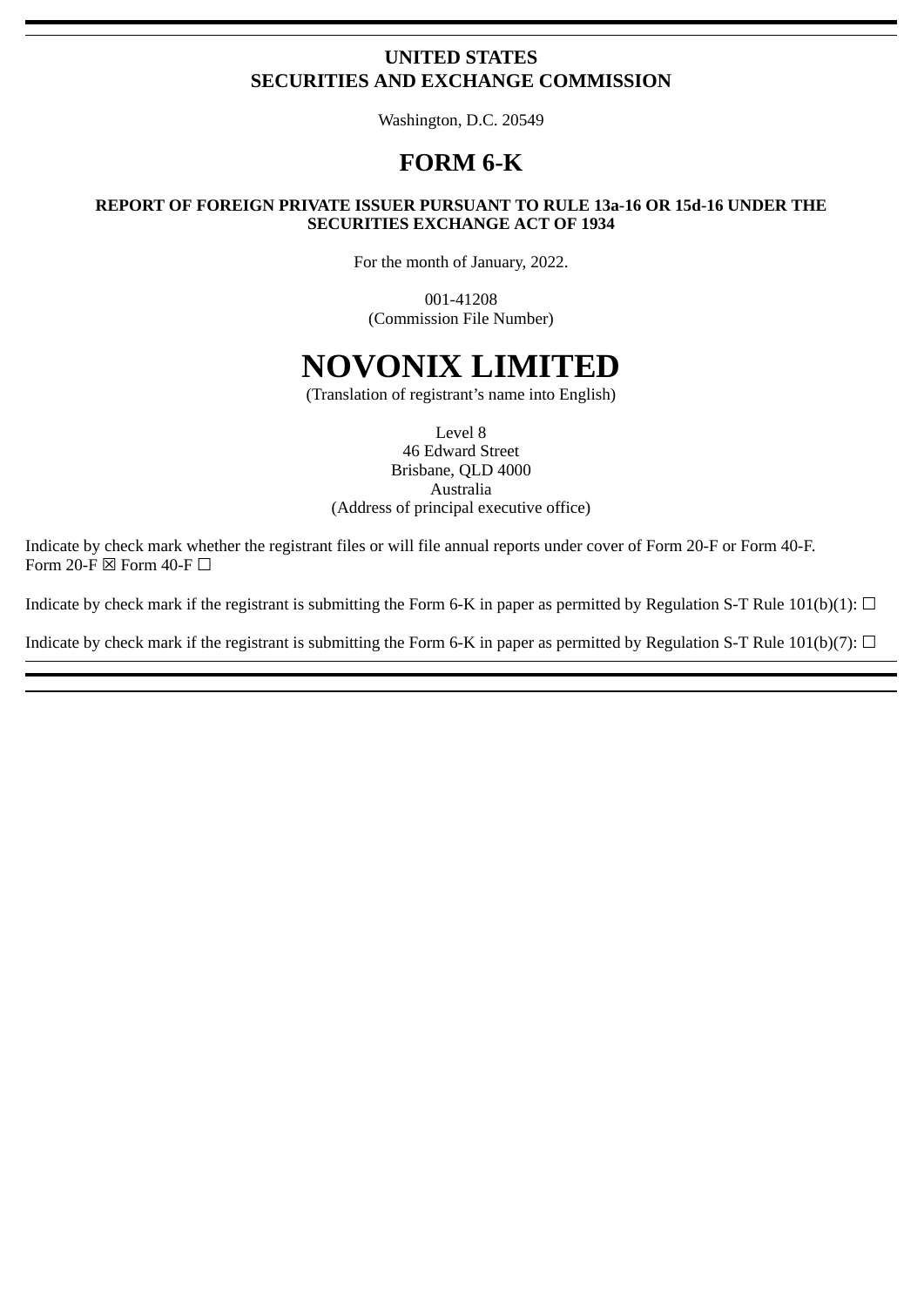**UNITED STATES**
**SECURITIES AND EXCHANGE COMMISSION**

Washington, D.C. 20549

# FORM 6-K

**REPORT OF FOREIGN PRIVATE ISSUER PURSUANT TO RULE 13a-16 OR 15d-16 UNDER THE SECURITIES EXCHANGE ACT OF 1934**

For the month of January, 2022.

001-41208
(Commission File Number)

# NOVONIX LIMITED

(Translation of registrant's name into English)

Level 8
46 Edward Street
Brisbane, QLD 4000
Australia
(Address of principal executive office)

Indicate by check mark whether the registrant files or will file annual reports under cover of Form 20-F or Form 40-F.
Form 20-F ☒ Form 40-F ☐

Indicate by check mark if the registrant is submitting the Form 6-K in paper as permitted by Regulation S-T Rule 101(b)(1): ☐

Indicate by check mark if the registrant is submitting the Form 6-K in paper as permitted by Regulation S-T Rule 101(b)(7): ☐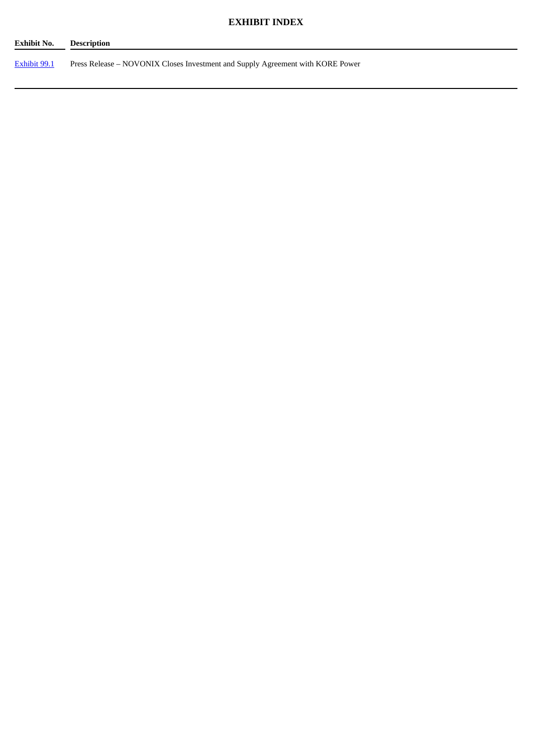## EXHIBIT INDEX

| Exhibit No. | Description |
| --- | --- |
| Exhibit 99.1 | Press Release – NOVONIX Closes Investment and Supply Agreement with KORE Power |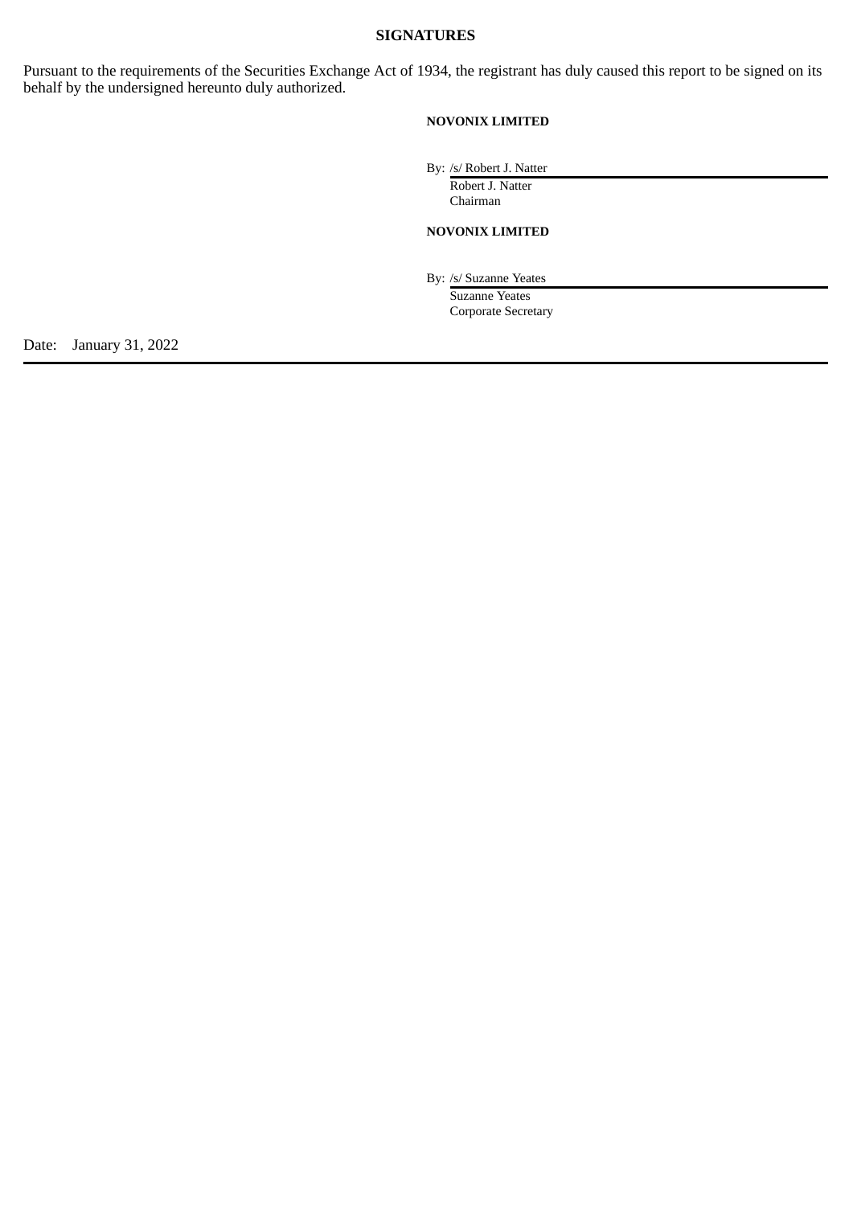**SIGNATURES**

Pursuant to the requirements of the Securities Exchange Act of 1934, the registrant has duly caused this report to be signed on its behalf by the undersigned hereunto duly authorized.

**NOVONIX LIMITED**

By: /s/ Robert J. Natter
Robert J. Natter
Chairman

**NOVONIX LIMITED**

By: /s/ Suzanne Yeates
Suzanne Yeates
Corporate Secretary

Date: January 31, 2022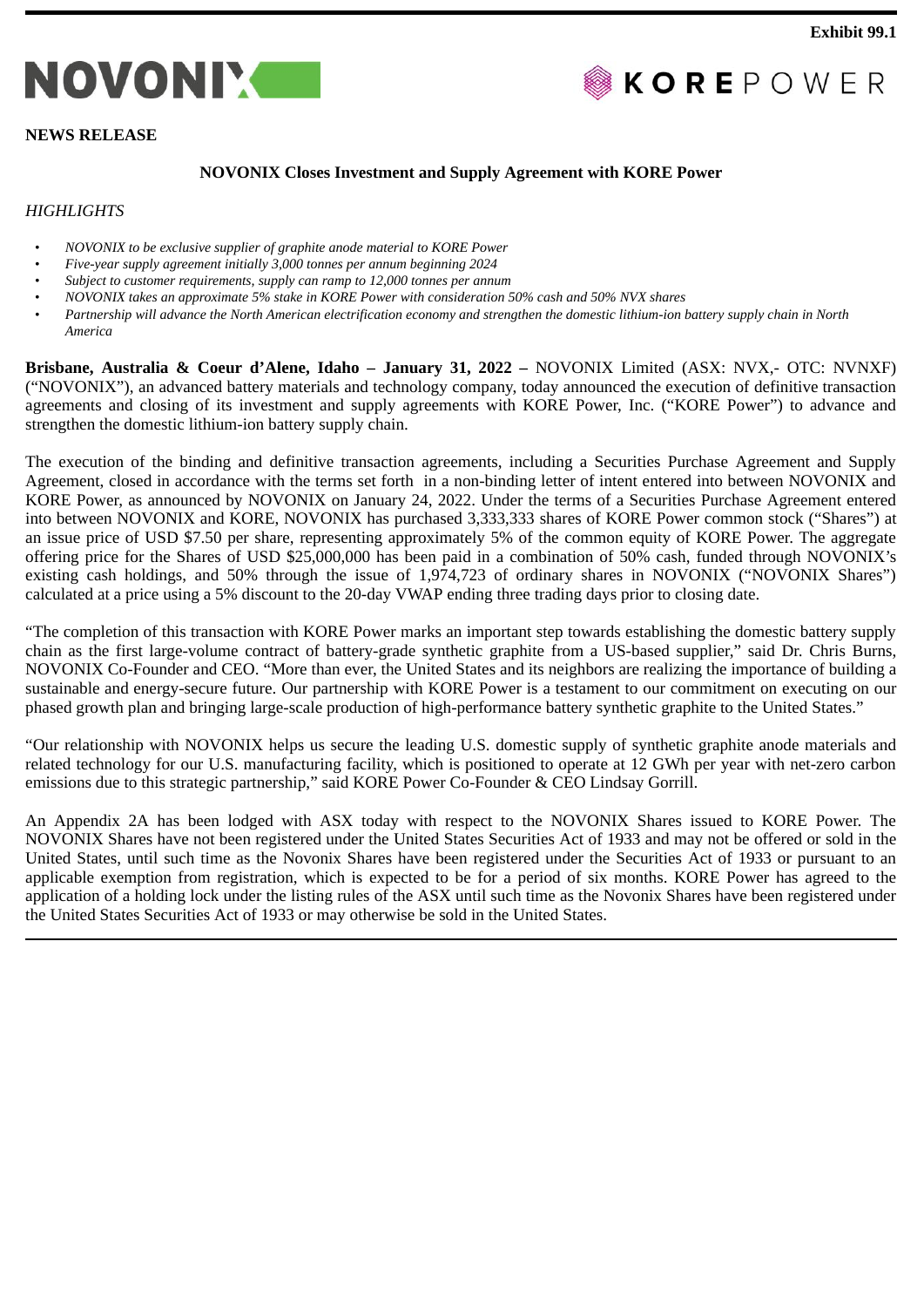Exhibit 99.1

NOVONIX

KOREPOWER

**NEWS RELEASE**

**NOVONIX Closes Investment and Supply Agreement with KORE Power**

*HIGHLIGHTS*

- *NOVONIX to be exclusive supplier of graphite anode material to KORE Power*
- *Five-year supply agreement initially 3,000 tonnes per annum beginning 2024*
- *Subject to customer requirements, supply can ramp to 12,000 tonnes per annum*
- *NOVONIX takes an approximate 5% stake in KORE Power with consideration 50% cash and 50% NVX shares*
- *Partnership will advance the North American electrification economy and strengthen the domestic lithium-ion battery supply chain in North America*

**Brisbane, Australia & Coeur d'Alene, Idaho – January 31, 2022 –** NOVONIX Limited (ASX: NVX,- OTC: NVNXF) ("NOVONIX"), an advanced battery materials and technology company, today announced the execution of definitive transaction agreements and closing of its investment and supply agreements with KORE Power, Inc. ("KORE Power") to advance and strengthen the domestic lithium-ion battery supply chain.

The execution of the binding and definitive transaction agreements, including a Securities Purchase Agreement and Supply Agreement, closed in accordance with the terms set forth in a non-binding letter of intent entered into between NOVONIX and KORE Power, as announced by NOVONIX on January 24, 2022. Under the terms of a Securities Purchase Agreement entered into between NOVONIX and KORE, NOVONIX has purchased 3,333,333 shares of KORE Power common stock ("Shares") at an issue price of USD $7.50 per share, representing approximately 5% of the common equity of KORE Power. The aggregate offering price for the Shares of USD $25,000,000 has been paid in a combination of 50% cash, funded through NOVONIX's existing cash holdings, and 50% through the issue of 1,974,723 of ordinary shares in NOVONIX ("NOVONIX Shares") calculated at a price using a 5% discount to the 20-day VWAP ending three trading days prior to closing date.

"The completion of this transaction with KORE Power marks an important step towards establishing the domestic battery supply chain as the first large-volume contract of battery-grade synthetic graphite from a US-based supplier," said Dr. Chris Burns, NOVONIX Co-Founder and CEO. "More than ever, the United States and its neighbors are realizing the importance of building a sustainable and energy-secure future. Our partnership with KORE Power is a testament to our commitment on executing on our phased growth plan and bringing large-scale production of high-performance battery synthetic graphite to the United States."

"Our relationship with NOVONIX helps us secure the leading U.S. domestic supply of synthetic graphite anode materials and related technology for our U.S. manufacturing facility, which is positioned to operate at 12 GWh per year with net-zero carbon emissions due to this strategic partnership," said KORE Power Co-Founder & CEO Lindsay Gorrill.

An Appendix 2A has been lodged with ASX today with respect to the NOVONIX Shares issued to KORE Power. The NOVONIX Shares have not been registered under the United States Securities Act of 1933 and may not be offered or sold in the United States, until such time as the Novonix Shares have been registered under the Securities Act of 1933 or pursuant to an applicable exemption from registration, which is expected to be for a period of six months. KORE Power has agreed to the application of a holding lock under the listing rules of the ASX until such time as the Novonix Shares have been registered under the United States Securities Act of 1933 or may otherwise be sold in the United States.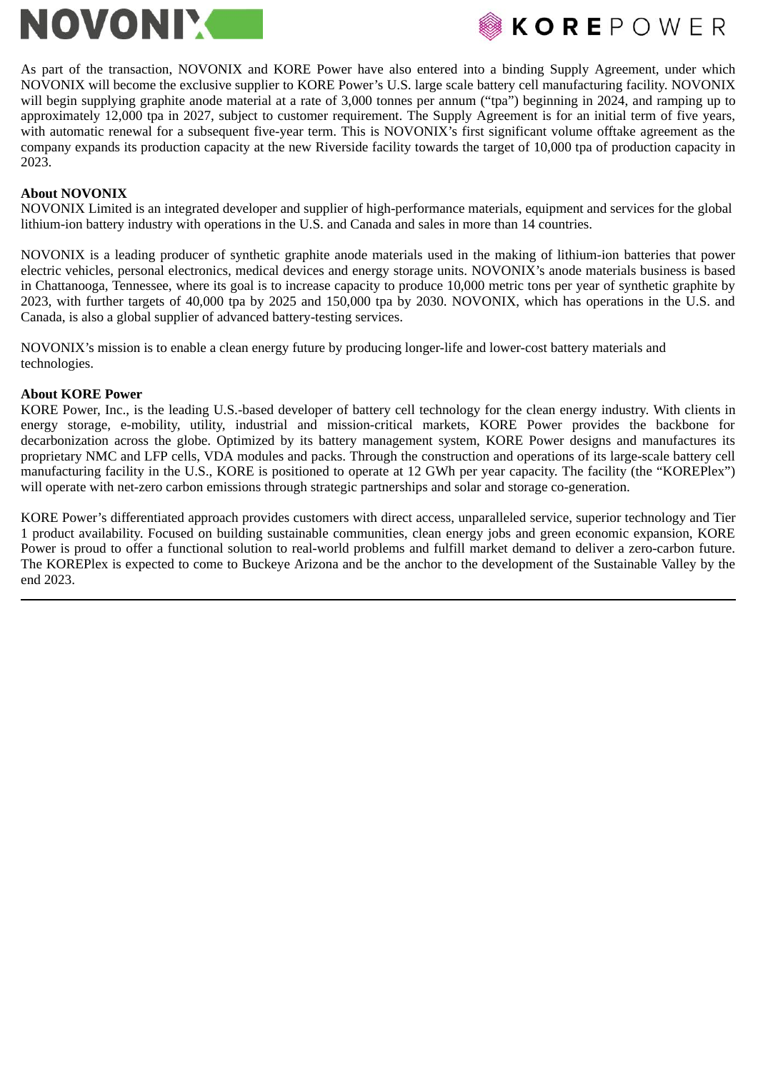As part of the transaction, NOVONIX and KORE Power have also entered into a binding Supply Agreement, under which NOVONIX will become the exclusive supplier to KORE Power's U.S. large scale battery cell manufacturing facility. NOVONIX will begin supplying graphite anode material at a rate of 3,000 tonnes per annum ("tpa") beginning in 2024, and ramping up to approximately 12,000 tpa in 2027, subject to customer requirement. The Supply Agreement is for an initial term of five years, with automatic renewal for a subsequent five-year term. This is NOVONIX's first significant volume offtake agreement as the company expands its production capacity at the new Riverside facility towards the target of 10,000 tpa of production capacity in 2023.

**About NOVONIX**

NOVONIX Limited is an integrated developer and supplier of high-performance materials, equipment and services for the global lithium-ion battery industry with operations in the U.S. and Canada and sales in more than 14 countries.

NOVONIX is a leading producer of synthetic graphite anode materials used in the making of lithium-ion batteries that power electric vehicles, personal electronics, medical devices and energy storage units. NOVONIX's anode materials business is based in Chattanooga, Tennessee, where its goal is to increase capacity to produce 10,000 metric tons per year of synthetic graphite by 2023, with further targets of 40,000 tpa by 2025 and 150,000 tpa by 2030. NOVONIX, which has operations in the U.S. and Canada, is also a global supplier of advanced battery-testing services.

NOVONIX's mission is to enable a clean energy future by producing longer-life and lower-cost battery materials and technologies.

**About KORE Power**

KORE Power, Inc., is the leading U.S.-based developer of battery cell technology for the clean energy industry. With clients in energy storage, e-mobility, utility, industrial and mission-critical markets, KORE Power provides the backbone for decarbonization across the globe. Optimized by its battery management system, KORE Power designs and manufactures its proprietary NMC and LFP cells, VDA modules and packs. Through the construction and operations of its large-scale battery cell manufacturing facility in the U.S., KORE is positioned to operate at 12 GWh per year capacity. The facility (the "KOREPlex") will operate with net-zero carbon emissions through strategic partnerships and solar and storage co-generation.

KORE Power's differentiated approach provides customers with direct access, unparalleled service, superior technology and Tier 1 product availability. Focused on building sustainable communities, clean energy jobs and green economic expansion, KORE Power is proud to offer a functional solution to real-world problems and fulfill market demand to deliver a zero-carbon future. The KOREPlex is expected to come to Buckeye Arizona and be the anchor to the development of the Sustainable Valley by the end 2023.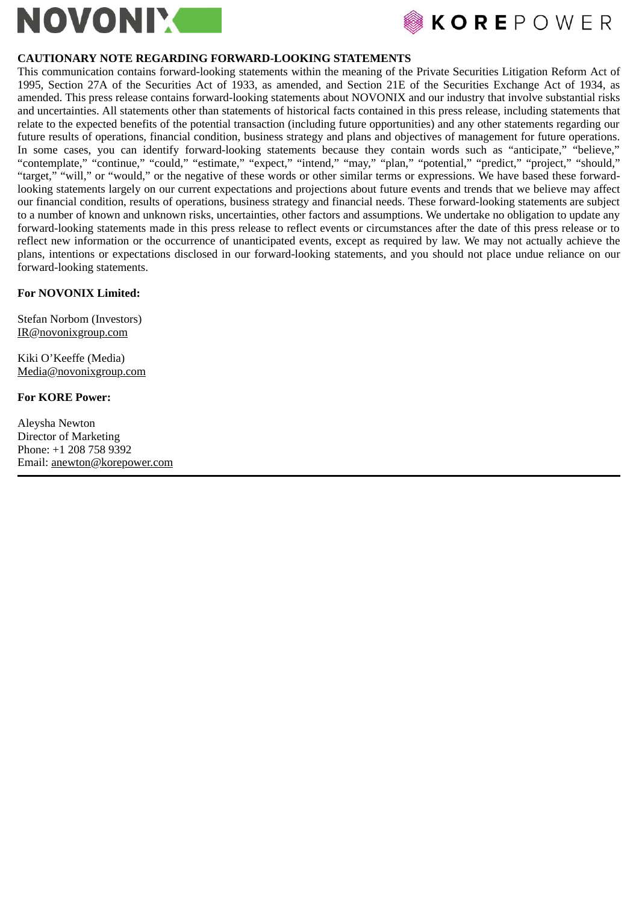**CAUTIONARY NOTE REGARDING FORWARD-LOOKING STATEMENTS**

This communication contains forward-looking statements within the meaning of the Private Securities Litigation Reform Act of 1995, Section 27A of the Securities Act of 1933, as amended, and Section 21E of the Securities Exchange Act of 1934, as amended. This press release contains forward-looking statements about NOVONIX and our industry that involve substantial risks and uncertainties. All statements other than statements of historical facts contained in this press release, including statements that relate to the expected benefits of the potential transaction (including future opportunities) and any other statements regarding our future results of operations, financial condition, business strategy and plans and objectives of management for future operations. In some cases, you can identify forward-looking statements because they contain words such as “anticipate,” “believe,” “contemplate,” “continue,” “could,” “estimate,” “expect,” “intend,” “may,” “plan,” “potential,” “predict,” “project,” “should,” “target,” “will,” or “would,” or the negative of these words or other similar terms or expressions. We have based these forward-looking statements largely on our current expectations and projections about future events and trends that we believe may affect our financial condition, results of operations, business strategy and financial needs. These forward-looking statements are subject to a number of known and unknown risks, uncertainties, other factors and assumptions. We undertake no obligation to update any forward-looking statements made in this press release to reflect events or circumstances after the date of this press release or to reflect new information or the occurrence of unanticipated events, except as required by law. We may not actually achieve the plans, intentions or expectations disclosed in our forward-looking statements, and you should not place undue reliance on our forward-looking statements.

**For NOVONIX Limited:**

Stefan Norbom (Investors)
IR@novonixgroup.com

Kiki O’Keeffe (Media)
Media@novonixgroup.com

**For KORE Power:**

Aleysha Newton
Director of Marketing
Phone: +1 208 758 9392
Email: anewton@korepower.com